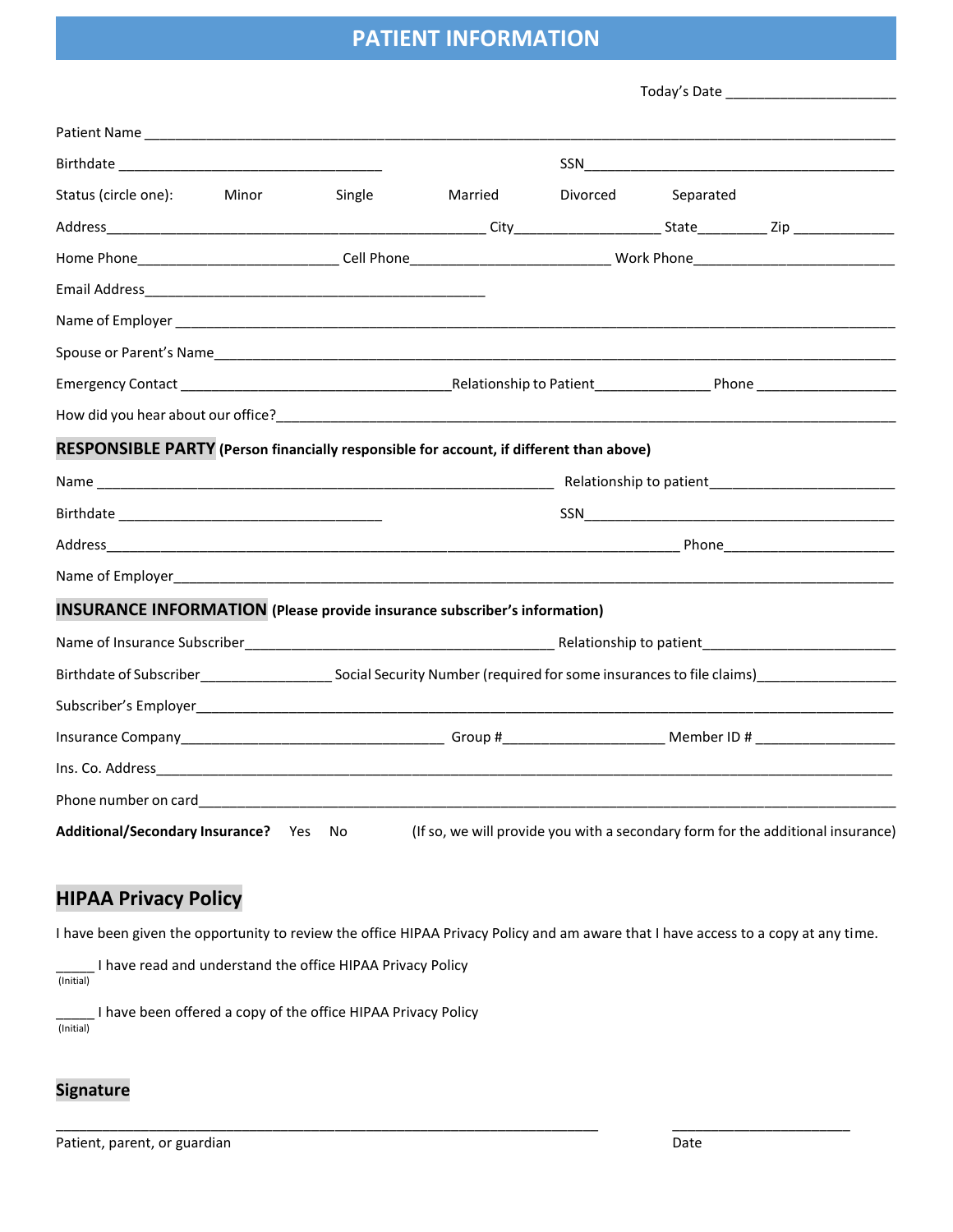# PATIENT INFORMATION

Today's Date ______________________

Patient Name ________________________________________________________________________________________________

Birthdate ___________________________________ SSN____________________________________________

Status (circle one): Minor Single Married Divorced Separated

Address_________________________________________________ City___________________ State_________ Zip _____________

Home Phone__________________________ Cell Phone__________________________ Work Phone___________________________

Email Address____________________________________________

Name of Employer _______________________________________________________________________________________________

Spouse or Parent's Name__________________________________________________________________________________________

Emergency Contact __________________________________Relationship to Patient_______________ Phone ___________________

How did you hear about our office?_________________________________________________________________________________

## RESPONSIBLE PARTY **(Person financially responsible for account, if different than above)**

Name ___________________________________________________________ Relationship to patient________________________

Birthdate ___________________________________ SSN____________________________________________

Address_________________________________________________________________________ Phone_______________________

Name of Employer_______________________________________________________________________________________________

## INSURANCE INFORMATION **(Please provide insurance subscriber's information)**

Name of Insurance Subscriber________________________________________ Relationship to patient________________________

Birthdate of Subscriber_________________ Social Security Number (required for some insurances to file claims)__________________

Subscriber's Employer_____________________________________________________________________________________________

Insurance Company__________________________________ Group #_____________________ Member ID # __________________

Ins. Co. Address___________________________________________________________________________________________________

Phone number on card______________________________________________________________________________________________

**Additional/Secondary Insurance?** Yes No (If so, we will provide you with a secondary form for the additional insurance)

## HIPAA Privacy Policy

I have been given the opportunity to review the office HIPAA Privacy Policy and am aware that I have access to a copy at any time.

_____ I have read and understand the office HIPAA Privacy Policy
(Initial)

_____ I have been offered a copy of the office HIPAA Privacy Policy
(Initial)

## Signature

___________________________________________________________________________ _______________________

Patient, parent, or guardian Date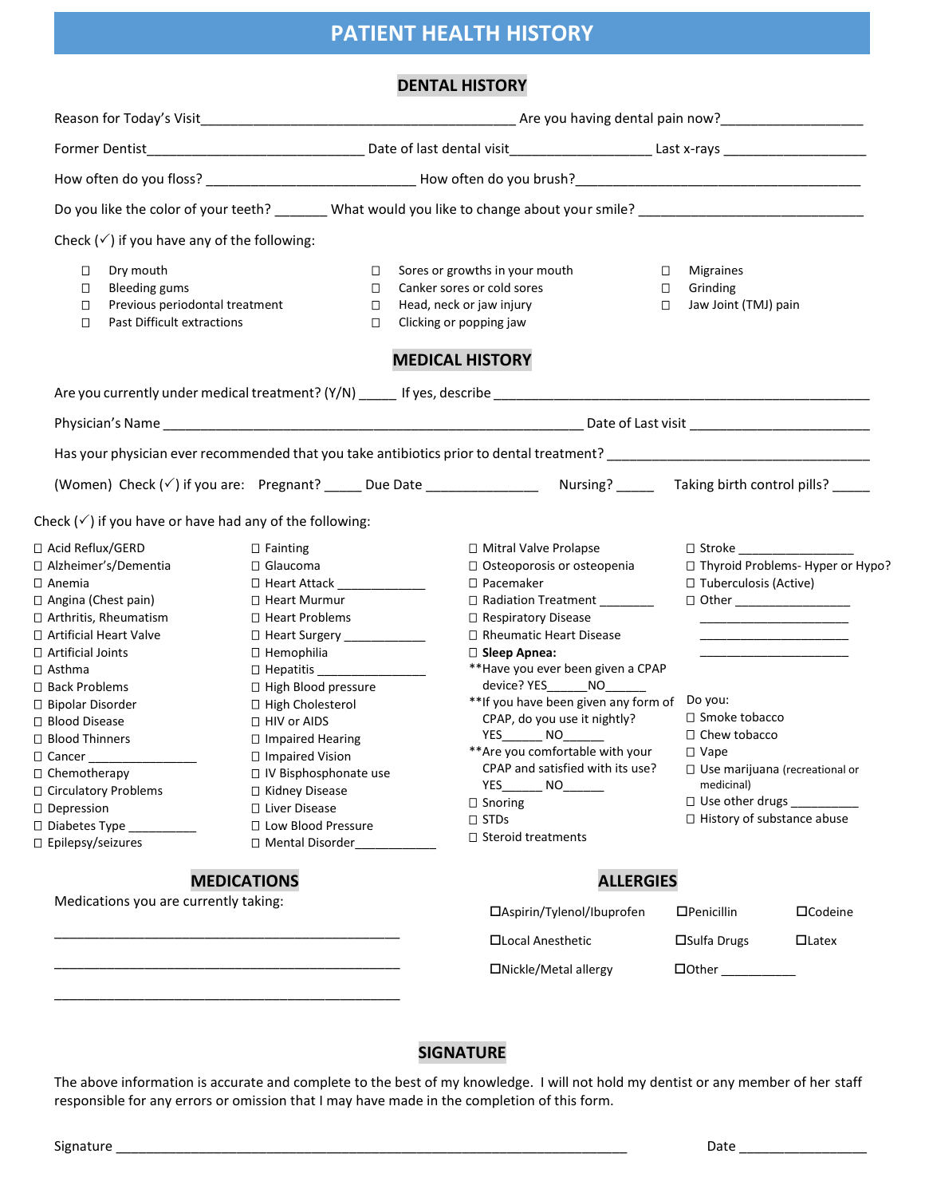# PATIENT HEALTH HISTORY

## DENTAL HISTORY

Reason for Today's Visit_________________________________________ Are you having dental pain now?___________________

Former Dentist_____________________________ Date of last dental visit__________________ Last x-rays ___________________

How often do you floss? ___________________________ How often do you brush?_______________________________________

Do you like the color of your teeth? _______ What would you like to change about your smile? _____________________________

Check (✓) if you have any of the following:

- ☐ Dry mouth
- ☐ Bleeding gums
- ☐ Previous periodontal treatment
- ☐ Past Difficult extractions
- ☐ Sores or growths in your mouth
- ☐ Canker sores or cold sores
- ☐ Head, neck or jaw injury
- ☐ Clicking or popping jaw
- ☐ Migraines
- ☐ Grinding
- ☐ Jaw Joint (TMJ) pain

## MEDICAL HISTORY

Are you currently under medical treatment? (Y/N) _____ If yes, describe ___________________________________________________

Physician's Name _____________________________________________________ Date of Last visit _______________________

Has your physician ever recommended that you take antibiotics prior to dental treatment? ___________________________________

(Women) Check (✓) if you are: Pregnant? _____ Due Date _______________ Nursing? _____ Taking birth control pills? _____

Check (✓) if you have or have had any of the following:

- ☐ Acid Reflux/GERD
- ☐ Alzheimer's/Dementia
- ☐ Anemia
- ☐ Angina (Chest pain)
- ☐ Arthritis, Rheumatism
- ☐ Artificial Heart Valve
- ☐ Artificial Joints
- ☐ Asthma
- ☐ Back Problems
- ☐ Bipolar Disorder
- ☐ Blood Disease
- ☐ Blood Thinners
- ☐ Cancer _______________
- ☐ Chemotherapy
- ☐ Circulatory Problems
- ☐ Depression
- ☐ Diabetes Type __________
- ☐ Epilepsy/seizures
- ☐ Fainting
- ☐ Glaucoma
- ☐ Heart Attack ____________
- ☐ Heart Murmur
- ☐ Heart Problems
- ☐ Heart Surgery ____________
- ☐ Hemophilia
- ☐ Hepatitis ______________
- ☐ High Blood pressure
- ☐ High Cholesterol
- ☐ HIV or AIDS
- ☐ Impaired Hearing
- ☐ Impaired Vision
- ☐ IV Bisphosphonate use
- ☐ Kidney Disease
- ☐ Liver Disease
- ☐ Low Blood Pressure
- ☐ Mental Disorder___________
- ☐ Mitral Valve Prolapse
- ☐ Osteoporosis or osteopenia
- ☐ Pacemaker
- ☐ Radiation Treatment ________
- ☐ Respiratory Disease
- ☐ Rheumatic Heart Disease
- ☐ **Sleep Apnea:**
  - **Have you ever been given a CPAP device? YES______NO______
  - **If you have been given any form of CPAP, do you use it nightly? YES______ NO______
  - **Are you comfortable with your CPAP and satisfied with its use? YES______ NO______
- ☐ Snoring
- ☐ STDs
- ☐ Steroid treatments
- ☐ Stroke ________________
- ☐ Thyroid Problems- Hyper or Hypo?
- ☐ Tuberculosis (Active)
- ☐ Other ________________
  - ____________________
  - ____________________
  - ____________________

Do you:

- ☐ Smoke tobacco
- ☐ Chew tobacco
- ☐ Vape
- ☐ Use marijuana (recreational or medicinal)
- ☐ Use other drugs __________
- ☐ History of substance abuse

## MEDICATIONS

Medications you are currently taking:

_______________________________________________

_______________________________________________

_______________________________________________

## ALLERGIES

- ☐Aspirin/Tylenol/Ibuprofen
- ☐Penicillin
- ☐Codeine
- ☐Local Anesthetic
- ☐Sulfa Drugs
- ☐Latex
- ☐Nickle/Metal allergy
- ☐Other ___________

## SIGNATURE

The above information is accurate and complete to the best of my knowledge. I will not hold my dentist or any member of her staff responsible for any errors or omission that I may have made in the completion of this form.

Signature ______________________________________________________________________ Date _________________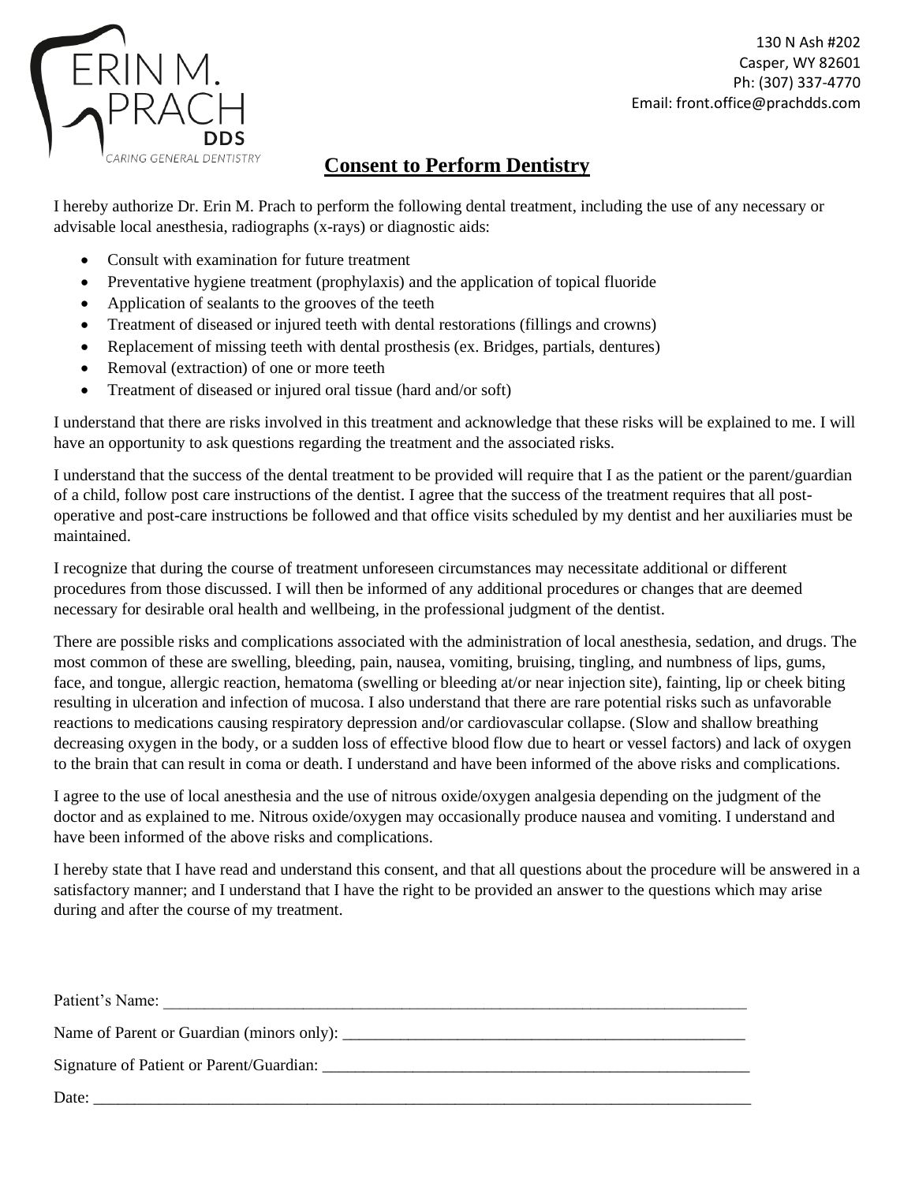ERIN M. PRACH DDS
CARING GENERAL DENTISTRY

130 N Ash #202
Casper, WY 82601
Ph: (307) 337-4770
Email: front.office@prachdds.com

# Consent to Perform Dentistry

I hereby authorize Dr. Erin M. Prach to perform the following dental treatment, including the use of any necessary or advisable local anesthesia, radiographs (x-rays) or diagnostic aids:

- Consult with examination for future treatment
- Preventative hygiene treatment (prophylaxis) and the application of topical fluoride
- Application of sealants to the grooves of the teeth
- Treatment of diseased or injured teeth with dental restorations (fillings and crowns)
- Replacement of missing teeth with dental prosthesis (ex. Bridges, partials, dentures)
- Removal (extraction) of one or more teeth
- Treatment of diseased or injured oral tissue (hard and/or soft)

I understand that there are risks involved in this treatment and acknowledge that these risks will be explained to me. I will have an opportunity to ask questions regarding the treatment and the associated risks.

I understand that the success of the dental treatment to be provided will require that I as the patient or the parent/guardian of a child, follow post care instructions of the dentist. I agree that the success of the treatment requires that all post-operative and post-care instructions be followed and that office visits scheduled by my dentist and her auxiliaries must be maintained.

I recognize that during the course of treatment unforeseen circumstances may necessitate additional or different procedures from those discussed. I will then be informed of any additional procedures or changes that are deemed necessary for desirable oral health and wellbeing, in the professional judgment of the dentist.

There are possible risks and complications associated with the administration of local anesthesia, sedation, and drugs. The most common of these are swelling, bleeding, pain, nausea, vomiting, bruising, tingling, and numbness of lips, gums, face, and tongue, allergic reaction, hematoma (swelling or bleeding at/or near injection site), fainting, lip or cheek biting resulting in ulceration and infection of mucosa. I also understand that there are rare potential risks such as unfavorable reactions to medications causing respiratory depression and/or cardiovascular collapse. (Slow and shallow breathing decreasing oxygen in the body, or a sudden loss of effective blood flow due to heart or vessel factors) and lack of oxygen to the brain that can result in coma or death. I understand and have been informed of the above risks and complications.

I agree to the use of local anesthesia and the use of nitrous oxide/oxygen analgesia depending on the judgment of the doctor and as explained to me. Nitrous oxide/oxygen may occasionally produce nausea and vomiting. I understand and have been informed of the above risks and complications.

I hereby state that I have read and understand this consent, and that all questions about the procedure will be answered in a satisfactory manner; and I understand that I have the right to be provided an answer to the questions which may arise during and after the course of my treatment.

Patient's Name: ____________________________________________

Name of Parent or Guardian (minors only): ____________________________________________

Signature of Patient or Parent/Guardian: ____________________________________________

Date: ____________________________________________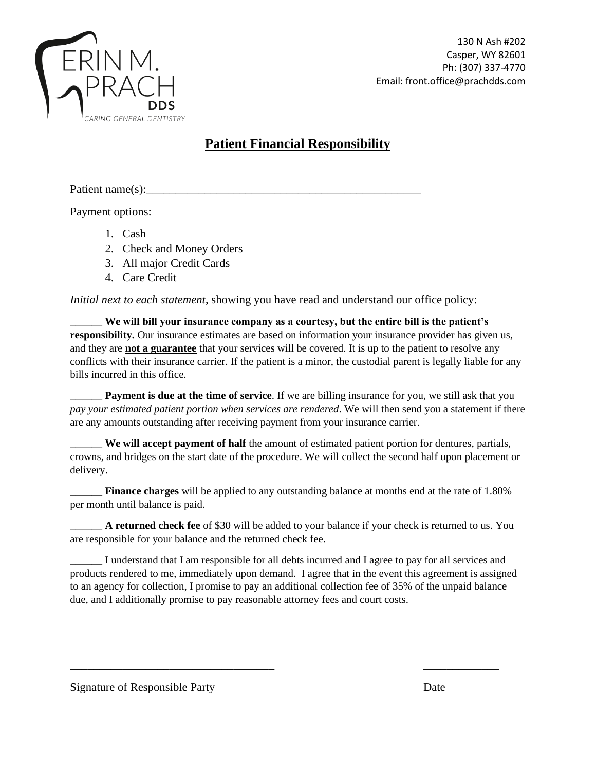ERIN M. PRACH DDS
CARING GENERAL DENTISTRY

130 N Ash #202
Casper, WY 82601
Ph: (307) 337-4770
Email: front.office@prachdds.com

# Patient Financial Responsibility

Patient name(s):_______________________________________________

Payment options:

1. Cash
2. Check and Money Orders
3. All major Credit Cards
4. Care Credit

*Initial next to each statement*, showing you have read and understand our office policy:

______ **We will bill your insurance company as a courtesy, but the entire bill is the patient's responsibility.** Our insurance estimates are based on information your insurance provider has given us, and they are **not a guarantee** that your services will be covered. It is up to the patient to resolve any conflicts with their insurance carrier. If the patient is a minor, the custodial parent is legally liable for any bills incurred in this office.

______ **Payment is due at the time of service**. If we are billing insurance for you, we still ask that you *pay your estimated patient portion when services are rendered*. We will then send you a statement if there are any amounts outstanding after receiving payment from your insurance carrier.

______ **We will accept payment of half** the amount of estimated patient portion for dentures, partials, crowns, and bridges on the start date of the procedure. We will collect the second half upon placement or delivery.

______ **Finance charges** will be applied to any outstanding balance at months end at the rate of 1.80% per month until balance is paid.

______ **A returned check fee** of $30 will be added to your balance if your check is returned to us. You are responsible for your balance and the returned check fee.

______ I understand that I am responsible for all debts incurred and I agree to pay for all services and products rendered to me, immediately upon demand. I agree that in the event this agreement is assigned to an agency for collection, I promise to pay an additional collection fee of 35% of the unpaid balance due, and I additionally promise to pay reasonable attorney fees and court costs.

___________________________________ _____________

Signature of Responsible Party Date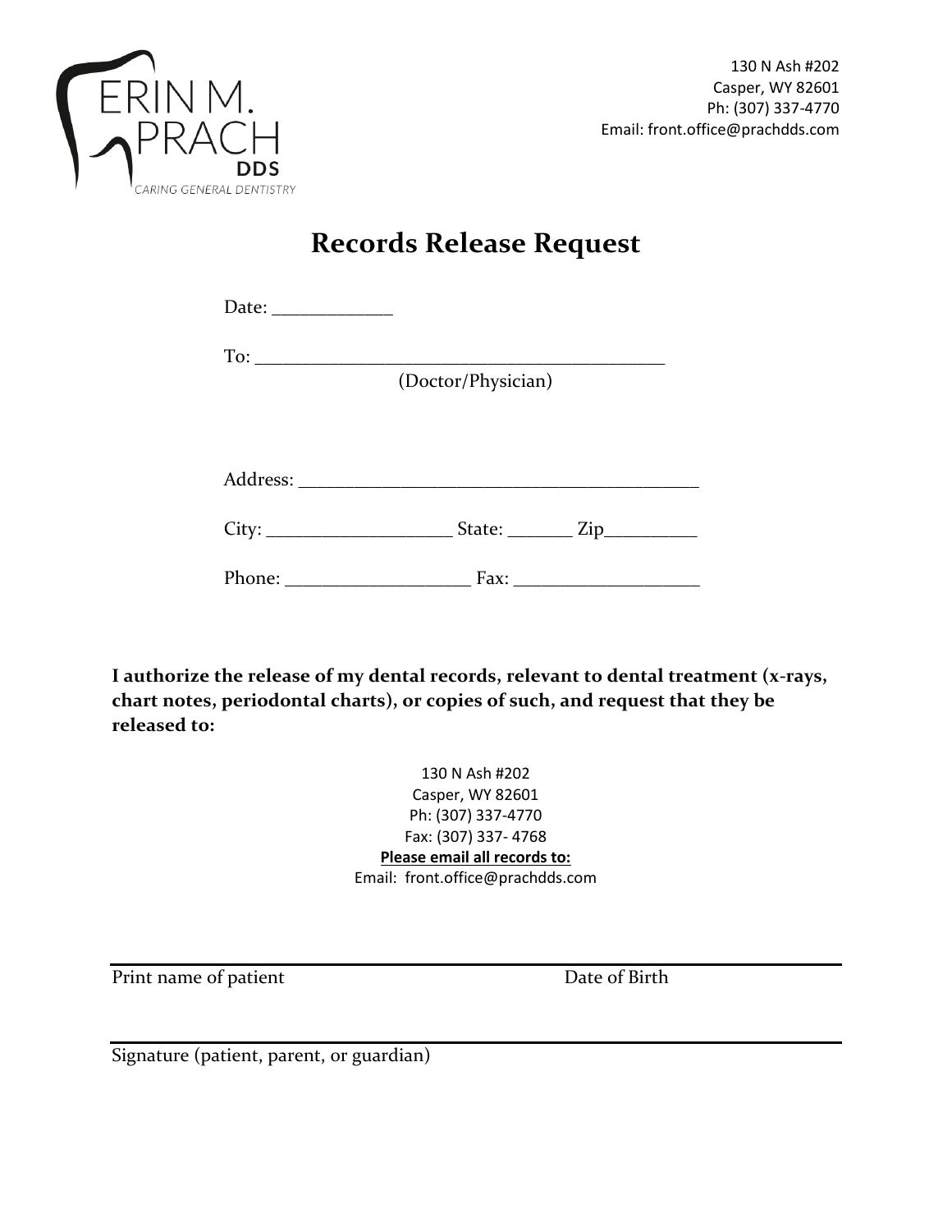ERIN M. PRACH DDS
CARING GENERAL DENTISTRY

130 N Ash #202
Casper, WY 82601
Ph: (307) 337-4770
Email: front.office@prachdds.com

# Records Release Request

Date: _____________

To: _______________________________________________
(Doctor/Physician)

Address: ____________________________________________

City: ____________________ State: _______ Zip__________

Phone: ____________________ Fax: ____________________

**I authorize the release of my dental records, relevant to dental treatment (x-rays, chart notes, periodontal charts), or copies of such, and request that they be released to:**

130 N Ash #202
Casper, WY 82601
Ph: (307) 337-4770
Fax: (307) 337- 4768
**Please email all records to:**
Email: front.office@prachdds.com

_______________________________________________________________

Print name of patient                                        Date of Birth

_______________________________________________________________

Signature (patient, parent, or guardian)